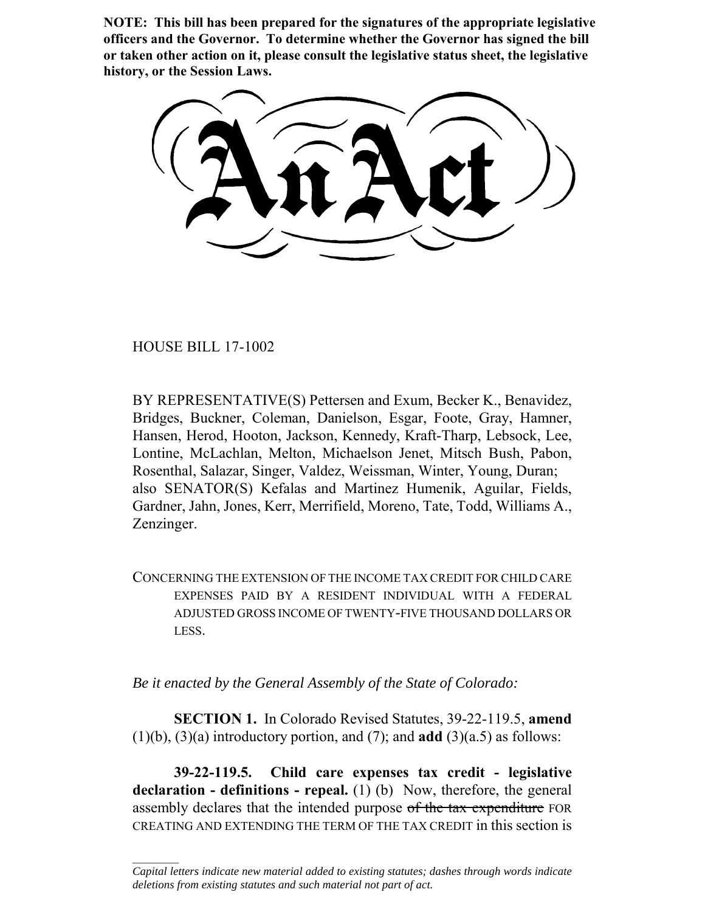**NOTE: This bill has been prepared for the signatures of the appropriate legislative officers and the Governor. To determine whether the Governor has signed the bill or taken other action on it, please consult the legislative status sheet, the legislative history, or the Session Laws.**

# An Act

HOUSE BILL 17-1002

BY REPRESENTATIVE(S) Pettersen and Exum, Becker K., Benavidez, Bridges, Buckner, Coleman, Danielson, Esgar, Foote, Gray, Hamner, Hansen, Herod, Hooton, Jackson, Kennedy, Kraft-Tharp, Lebsock, Lee, Lontine, McLachlan, Melton, Michaelson Jenet, Mitsch Bush, Pabon, Rosenthal, Salazar, Singer, Valdez, Weissman, Winter, Young, Duran; also SENATOR(S) Kefalas and Martinez Humenik, Aguilar, Fields, Gardner, Jahn, Jones, Kerr, Merrifield, Moreno, Tate, Todd, Williams A., Zenzinger.

CONCERNING THE EXTENSION OF THE INCOME TAX CREDIT FOR CHILD CARE EXPENSES PAID BY A RESIDENT INDIVIDUAL WITH A FEDERAL ADJUSTED GROSS INCOME OF TWENTY-FIVE THOUSAND DOLLARS OR LESS.

*Be it enacted by the General Assembly of the State of Colorado:*

**SECTION 1.** In Colorado Revised Statutes, 39-22-119.5, **amend** (1)(b), (3)(a) introductory portion, and (7); and **add** (3)(a.5) as follows:

**39-22-119.5. Child care expenses tax credit - legislative declaration - definitions - repeal.** (1) (b) Now, therefore, the general assembly declares that the intended purpose ~~of the tax expenditure~~ FOR CREATING AND EXTENDING THE TERM OF THE TAX CREDIT in this section is

---

*Capital letters indicate new material added to existing statutes; dashes through words indicate deletions from existing statutes and such material not part of act.*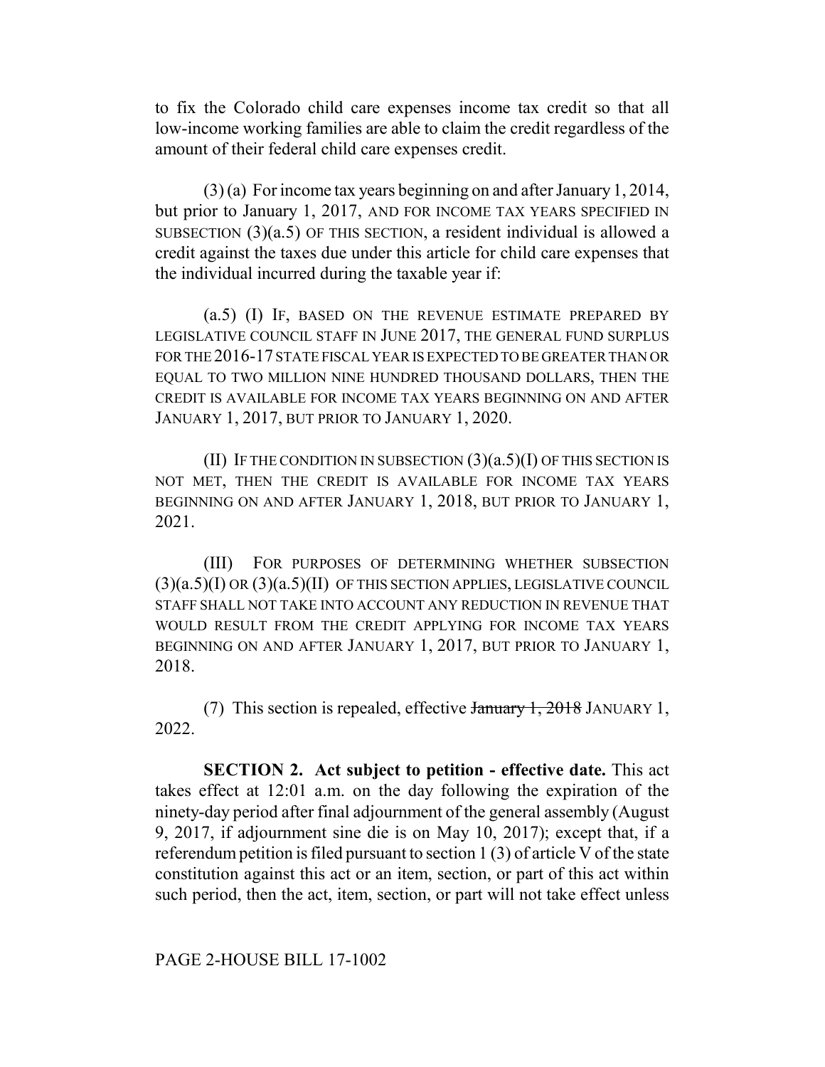to fix the Colorado child care expenses income tax credit so that all low-income working families are able to claim the credit regardless of the amount of their federal child care expenses credit.

(3) (a) For income tax years beginning on and after January 1, 2014, but prior to January 1, 2017, AND FOR INCOME TAX YEARS SPECIFIED IN SUBSECTION (3)(a.5) OF THIS SECTION, a resident individual is allowed a credit against the taxes due under this article for child care expenses that the individual incurred during the taxable year if:

(a.5) (I) IF, BASED ON THE REVENUE ESTIMATE PREPARED BY LEGISLATIVE COUNCIL STAFF IN JUNE 2017, THE GENERAL FUND SURPLUS FOR THE 2016-17 STATE FISCAL YEAR IS EXPECTED TO BE GREATER THAN OR EQUAL TO TWO MILLION NINE HUNDRED THOUSAND DOLLARS, THEN THE CREDIT IS AVAILABLE FOR INCOME TAX YEARS BEGINNING ON AND AFTER JANUARY 1, 2017, BUT PRIOR TO JANUARY 1, 2020.

(II) IF THE CONDITION IN SUBSECTION (3)(a.5)(I) OF THIS SECTION IS NOT MET, THEN THE CREDIT IS AVAILABLE FOR INCOME TAX YEARS BEGINNING ON AND AFTER JANUARY 1, 2018, BUT PRIOR TO JANUARY 1, 2021.

(III) FOR PURPOSES OF DETERMINING WHETHER SUBSECTION (3)(a.5)(I) OR (3)(a.5)(II) OF THIS SECTION APPLIES, LEGISLATIVE COUNCIL STAFF SHALL NOT TAKE INTO ACCOUNT ANY REDUCTION IN REVENUE THAT WOULD RESULT FROM THE CREDIT APPLYING FOR INCOME TAX YEARS BEGINNING ON AND AFTER JANUARY 1, 2017, BUT PRIOR TO JANUARY 1, 2018.

(7) This section is repealed, effective ~~January 1, 2018~~ JANUARY 1, 2022.

**SECTION 2. Act subject to petition - effective date.** This act takes effect at 12:01 a.m. on the day following the expiration of the ninety-day period after final adjournment of the general assembly (August 9, 2017, if adjournment sine die is on May 10, 2017); except that, if a referendum petition is filed pursuant to section 1 (3) of article V of the state constitution against this act or an item, section, or part of this act within such period, then the act, item, section, or part will not take effect unless

PAGE 2-HOUSE BILL 17-1002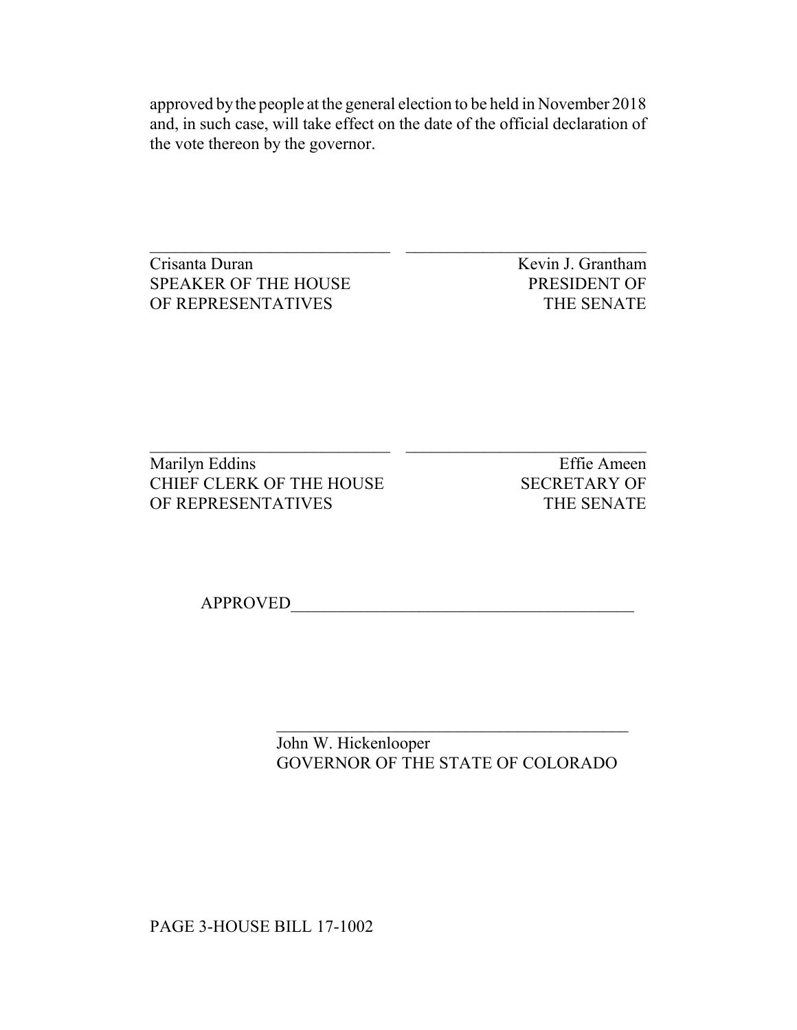approved by the people at the general election to be held in November 2018 and, in such case, will take effect on the date of the official declaration of the vote thereon by the governor.

____________________________ ____________________________

Crisanta Duran
SPEAKER OF THE HOUSE
OF REPRESENTATIVES

Kevin J. Grantham
PRESIDENT OF
THE SENATE

____________________________ ____________________________

Marilyn Eddins
CHIEF CLERK OF THE HOUSE
OF REPRESENTATIVES

Effie Ameen
SECRETARY OF
THE SENATE

APPROVED________________________________________

_________________________________________

John W. Hickenlooper
GOVERNOR OF THE STATE OF COLORADO

PAGE 3-HOUSE BILL 17-1002